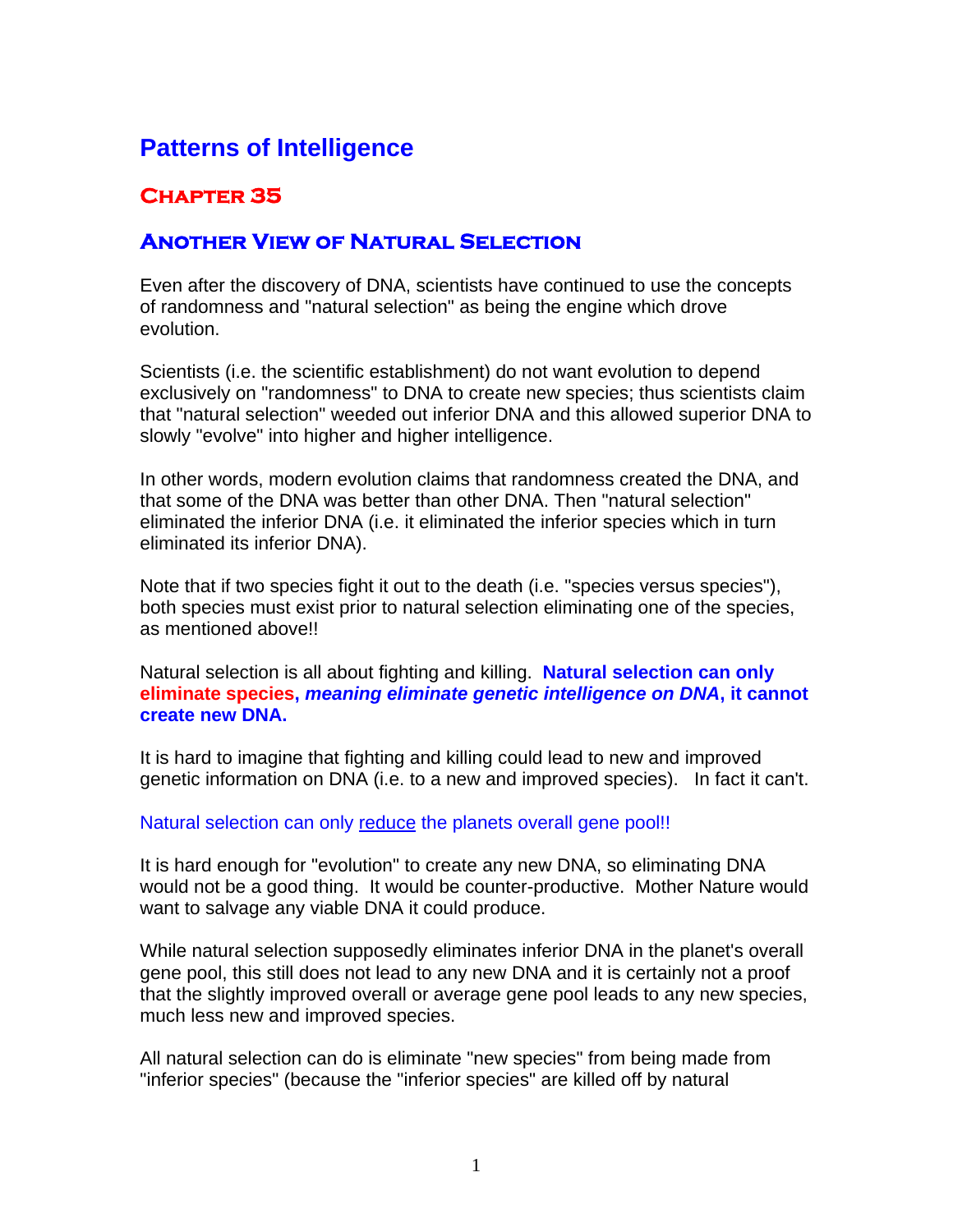# Patterns of Intelligence

## Chapter 35

### Another View of Natural Selection

Even after the discovery of DNA, scientists have continued to use the concepts of randomness and "natural selection" as being the engine which drove evolution.

Scientists (i.e. the scientific establishment) do not want evolution to depend exclusively on "randomness" to DNA to create new species; thus scientists claim that "natural selection" weeded out inferior DNA and this allowed superior DNA to slowly "evolve" into higher and higher intelligence.

In other words, modern evolution claims that randomness created the DNA, and that some of the DNA was better than other DNA. Then "natural selection" eliminated the inferior DNA (i.e. it eliminated the inferior species which in turn eliminated its inferior DNA).

Note that if two species fight it out to the death (i.e. "species versus species"), both species must exist prior to natural selection eliminating one of the species, as mentioned above!!

Natural selection is all about fighting and killing. **Natural selection can only eliminate species, *meaning eliminate genetic intelligence on DNA*, it cannot create new DNA.**

It is hard to imagine that fighting and killing could lead to new and improved genetic information on DNA (i.e. to a new and improved species). In fact it can't.

Natural selection can only reduce the planets overall gene pool!!

It is hard enough for "evolution" to create any new DNA, so eliminating DNA would not be a good thing. It would be counter-productive. Mother Nature would want to salvage any viable DNA it could produce.

While natural selection supposedly eliminates inferior DNA in the planet's overall gene pool, this still does not lead to any new DNA and it is certainly not a proof that the slightly improved overall or average gene pool leads to any new species, much less new and improved species.

All natural selection can do is eliminate "new species" from being made from "inferior species" (because the "inferior species" are killed off by natural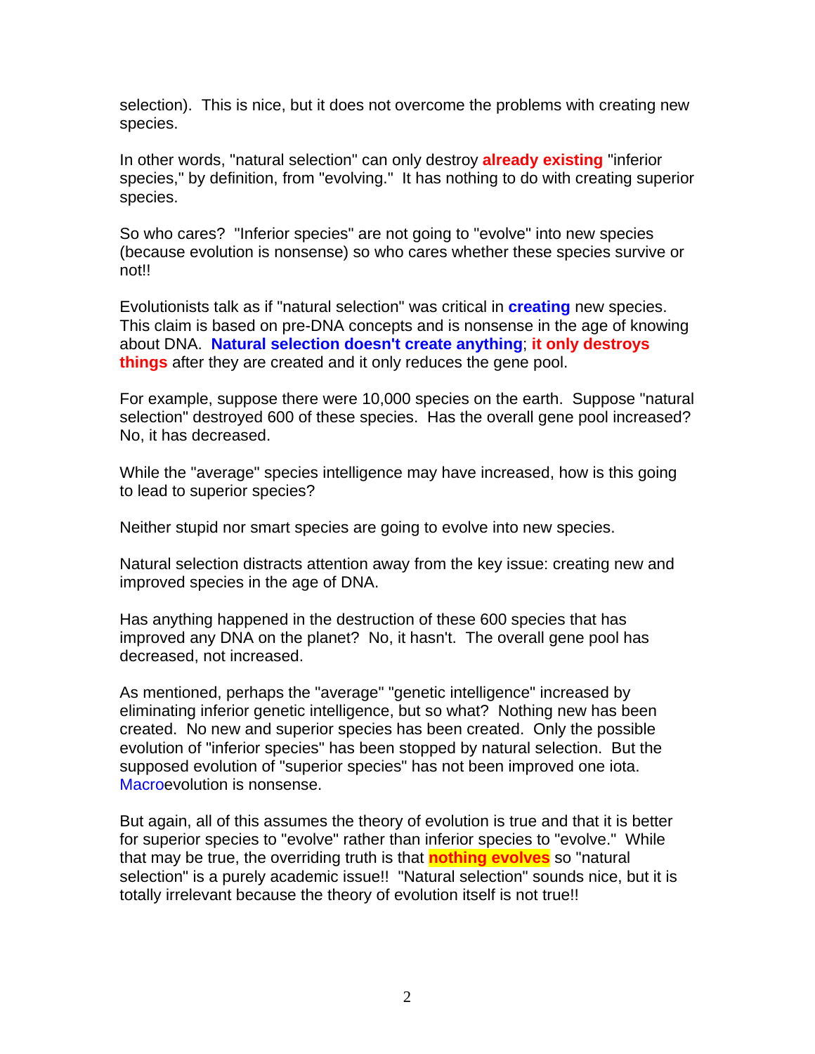selection). This is nice, but it does not overcome the problems with creating new species.

In other words, "natural selection" can only destroy **already existing** "inferior species," by definition, from "evolving." It has nothing to do with creating superior species.

So who cares? "Inferior species" are not going to "evolve" into new species (because evolution is nonsense) so who cares whether these species survive or not!!

Evolutionists talk as if "natural selection" was critical in **creating** new species. This claim is based on pre-DNA concepts and is nonsense in the age of knowing about DNA. **Natural selection doesn't create anything**; **it only destroys things** after they are created and it only reduces the gene pool.

For example, suppose there were 10,000 species on the earth. Suppose "natural selection" destroyed 600 of these species. Has the overall gene pool increased? No, it has decreased.

While the "average" species intelligence may have increased, how is this going to lead to superior species?

Neither stupid nor smart species are going to evolve into new species.

Natural selection distracts attention away from the key issue: creating new and improved species in the age of DNA.

Has anything happened in the destruction of these 600 species that has improved any DNA on the planet? No, it hasn't. The overall gene pool has decreased, not increased.

As mentioned, perhaps the "average" "genetic intelligence" increased by eliminating inferior genetic intelligence, but so what? Nothing new has been created. No new and superior species has been created. Only the possible evolution of "inferior species" has been stopped by natural selection. But the supposed evolution of "superior species" has not been improved one iota. Macroevolution is nonsense.

But again, all of this assumes the theory of evolution is true and that it is better for superior species to "evolve" rather than inferior species to "evolve." While that may be true, the overriding truth is that **nothing evolves** so "natural selection" is a purely academic issue!! "Natural selection" sounds nice, but it is totally irrelevant because the theory of evolution itself is not true!!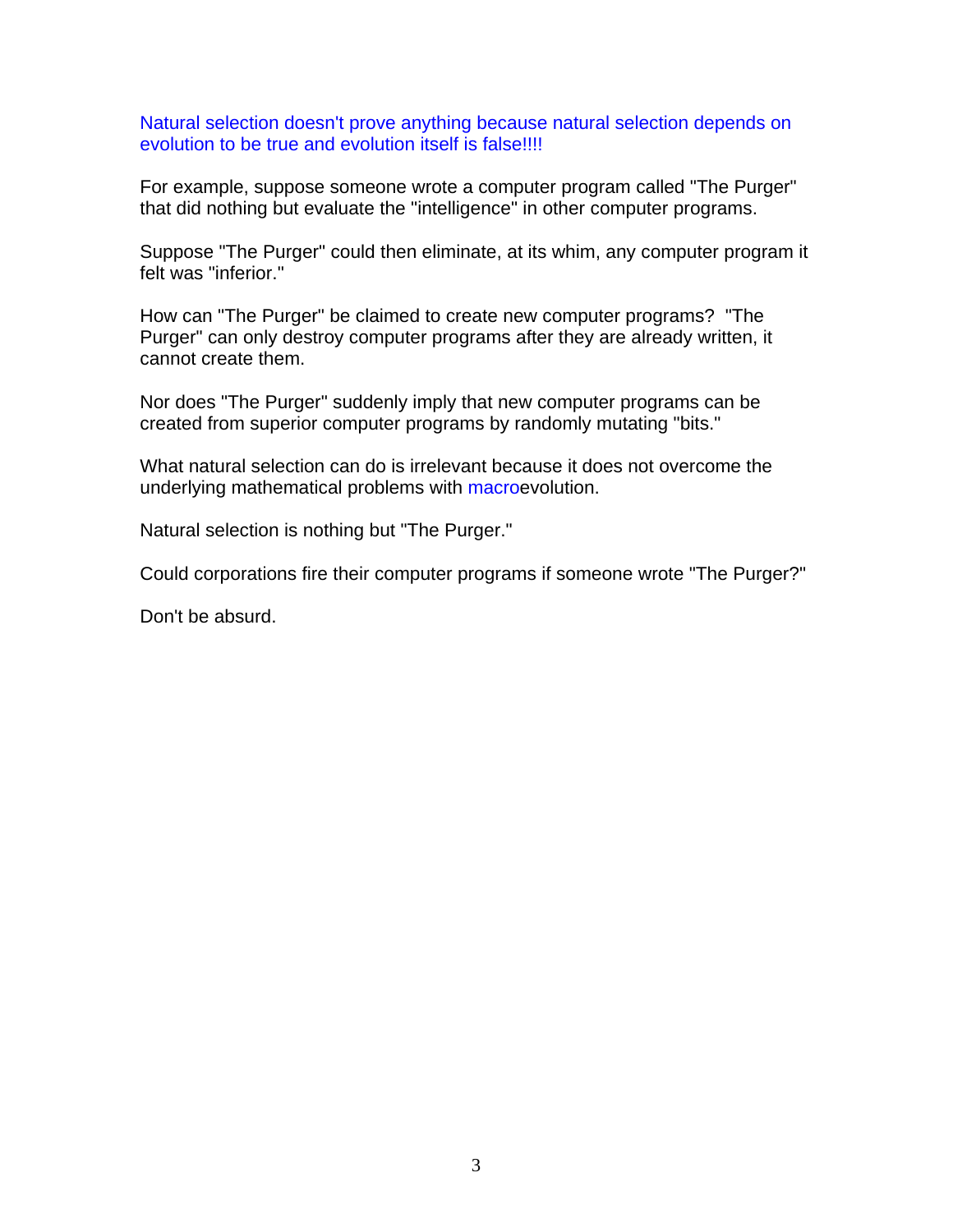Natural selection doesn't prove anything because natural selection depends on evolution to be true and evolution itself is false!!!!

For example, suppose someone wrote a computer program called "The Purger" that did nothing but evaluate the "intelligence" in other computer programs.

Suppose "The Purger" could then eliminate, at its whim, any computer program it felt was "inferior."

How can "The Purger" be claimed to create new computer programs? "The Purger" can only destroy computer programs after they are already written, it cannot create them.

Nor does "The Purger" suddenly imply that new computer programs can be created from superior computer programs by randomly mutating "bits."

What natural selection can do is irrelevant because it does not overcome the underlying mathematical problems with macroevolution.

Natural selection is nothing but "The Purger."

Could corporations fire their computer programs if someone wrote "The Purger?"

Don't be absurd.